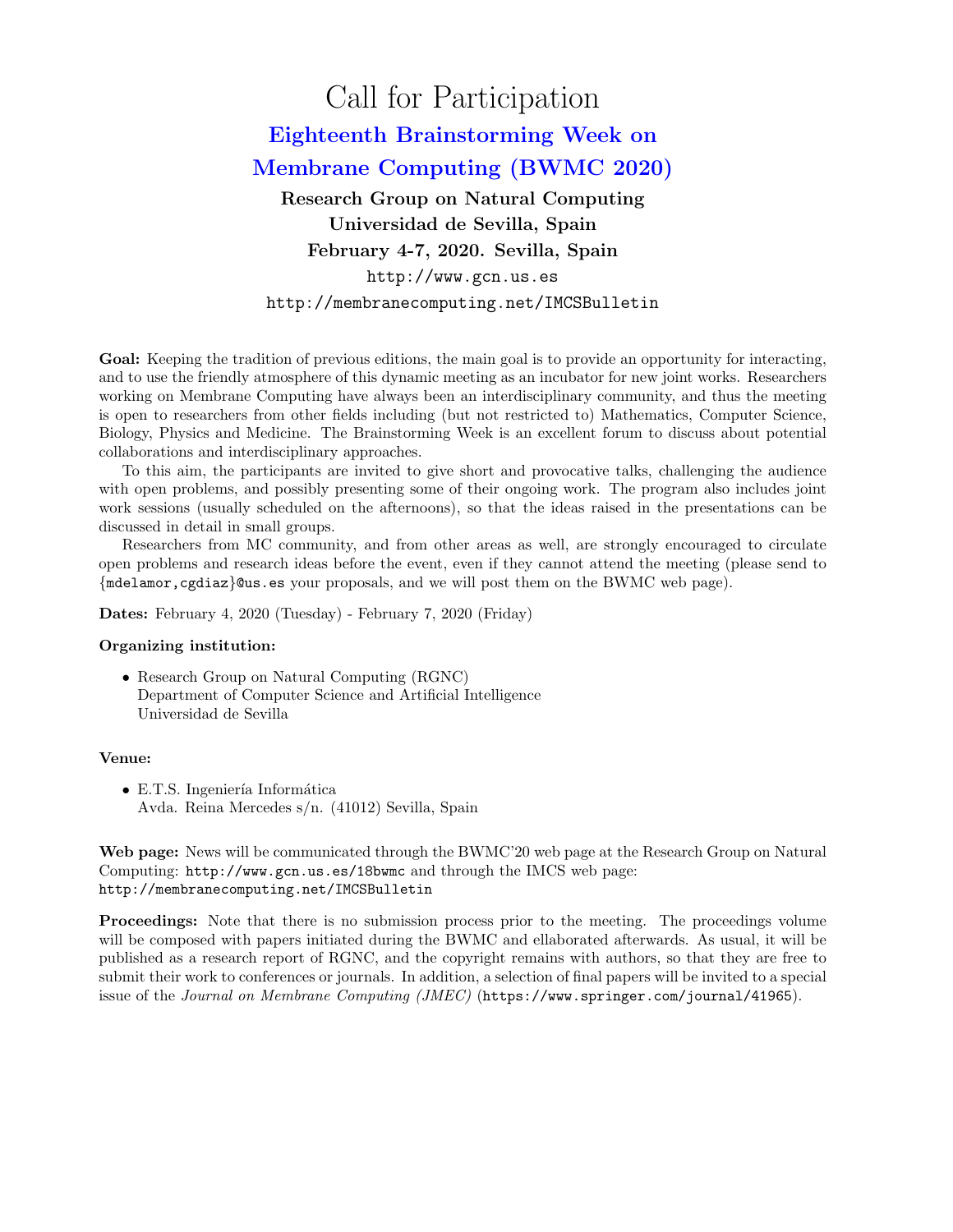# Call for Participation

## Eighteenth Brainstorming Week on Membrane Computing (BWMC 2020)

**Research Group on Natural Computing**
**Universidad de Sevilla, Spain**
**February 4-7, 2020. Sevilla, Spain**

http://www.gcn.us.es

http://membranecomputing.net/IMCSBulletin

**Goal:** Keeping the tradition of previous editions, the main goal is to provide an opportunity for interacting, and to use the friendly atmosphere of this dynamic meeting as an incubator for new joint works. Researchers working on Membrane Computing have always been an interdisciplinary community, and thus the meeting is open to researchers from other fields including (but not restricted to) Mathematics, Computer Science, Biology, Physics and Medicine. The Brainstorming Week is an excellent forum to discuss about potential collaborations and interdisciplinary approaches.

To this aim, the participants are invited to give short and provocative talks, challenging the audience with open problems, and possibly presenting some of their ongoing work. The program also includes joint work sessions (usually scheduled on the afternoons), so that the ideas raised in the presentations can be discussed in detail in small groups.

Researchers from MC community, and from other areas as well, are strongly encouraged to circulate open problems and research ideas before the event, even if they cannot attend the meeting (please send to {mdelamor,cgdiaz}@us.es your proposals, and we will post them on the BWMC web page).

**Dates:** February 4, 2020 (Tuesday) - February 7, 2020 (Friday)

**Organizing institution:**

- Research Group on Natural Computing (RGNC)
  Department of Computer Science and Artificial Intelligence
  Universidad de Sevilla

**Venue:**

- E.T.S. Ingeniería Informática
  Avda. Reina Mercedes s/n. (41012) Sevilla, Spain

**Web page:** News will be communicated through the BWMC'20 web page at the Research Group on Natural Computing: http://www.gcn.us.es/18bwmc and through the IMCS web page: http://membranecomputing.net/IMCSBulletin

**Proceedings:** Note that there is no submission process prior to the meeting. The proceedings volume will be composed with papers initiated during the BWMC and ellaborated afterwards. As usual, it will be published as a research report of RGNC, and the copyright remains with authors, so that they are free to submit their work to conferences or journals. In addition, a selection of final papers will be invited to a special issue of the *Journal on Membrane Computing (JMEC)* (https://www.springer.com/journal/41965).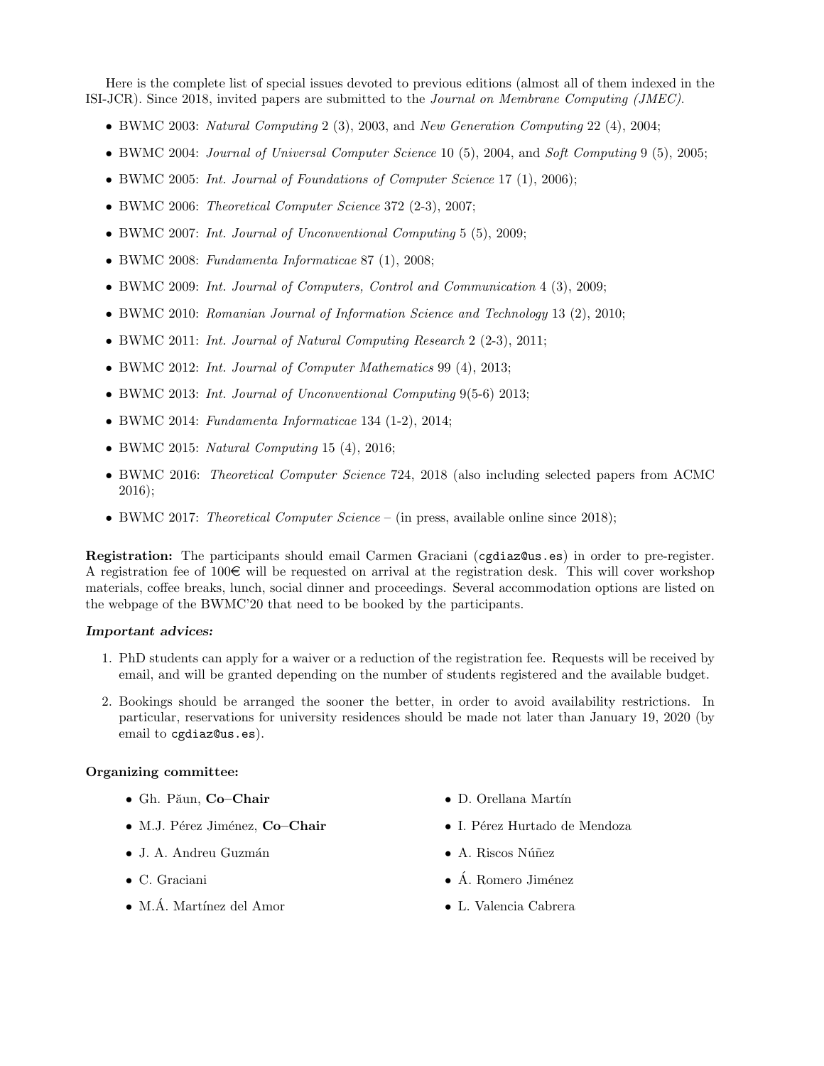Here is the complete list of special issues devoted to previous editions (almost all of them indexed in the ISI-JCR). Since 2018, invited papers are submitted to the *Journal on Membrane Computing (JMEC).*

- BWMC 2003: *Natural Computing* 2 (3), 2003, and *New Generation Computing* 22 (4), 2004;
- BWMC 2004: *Journal of Universal Computer Science* 10 (5), 2004, and *Soft Computing* 9 (5), 2005;
- BWMC 2005: *Int. Journal of Foundations of Computer Science* 17 (1), 2006);
- BWMC 2006: *Theoretical Computer Science* 372 (2-3), 2007;
- BWMC 2007: *Int. Journal of Unconventional Computing* 5 (5), 2009;
- BWMC 2008: *Fundamenta Informaticae* 87 (1), 2008;
- BWMC 2009: *Int. Journal of Computers, Control and Communication* 4 (3), 2009;
- BWMC 2010: *Romanian Journal of Information Science and Technology* 13 (2), 2010;
- BWMC 2011: *Int. Journal of Natural Computing Research* 2 (2-3), 2011;
- BWMC 2012: *Int. Journal of Computer Mathematics* 99 (4), 2013;
- BWMC 2013: *Int. Journal of Unconventional Computing* 9(5-6) 2013;
- BWMC 2014: *Fundamenta Informaticae* 134 (1-2), 2014;
- BWMC 2015: *Natural Computing* 15 (4), 2016;
- BWMC 2016: *Theoretical Computer Science* 724, 2018 (also including selected papers from ACMC 2016);
- BWMC 2017: *Theoretical Computer Science* – (in press, available online since 2018);

**Registration:** The participants should email Carmen Graciani (`cgdiaz@us.es`) in order to pre-register. A registration fee of 100€ will be requested on arrival at the registration desk. This will cover workshop materials, coffee breaks, lunch, social dinner and proceedings. Several accommodation options are listed on the webpage of the BWMC'20 that need to be booked by the participants.

***Important advices:***

1. PhD students can apply for a waiver or a reduction of the registration fee. Requests will be received by email, and will be granted depending on the number of students registered and the available budget.
2. Bookings should be arranged the sooner the better, in order to avoid availability restrictions. In particular, reservations for university residences should be made not later than January 19, 2020 (by email to `cgdiaz@us.es`).

**Organizing committee:**

- Gh. Păun, **Co–Chair**
- M.J. Pérez Jiménez, **Co–Chair**
- J. A. Andreu Guzmán
- C. Graciani
- M.Á. Martínez del Amor
- D. Orellana Martín
- I. Pérez Hurtado de Mendoza
- A. Riscos Núñez
- Á. Romero Jiménez
- L. Valencia Cabrera